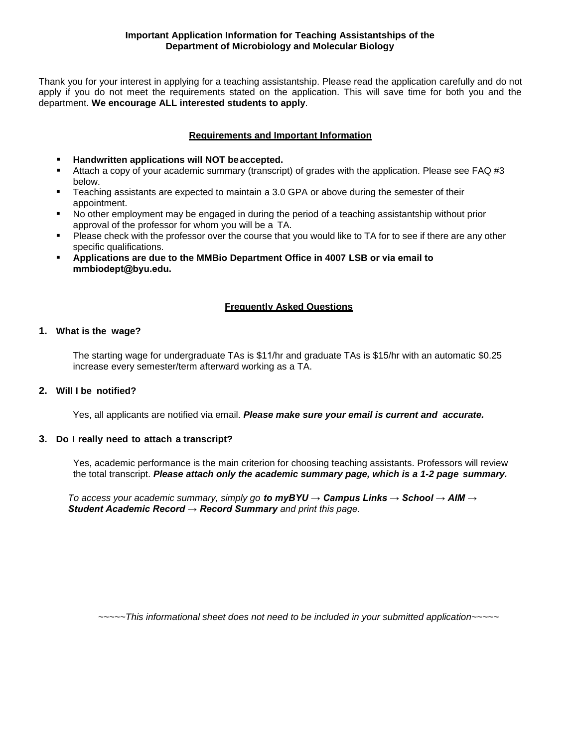**Important Application Information for Teaching Assistantships of the Department of Microbiology and Molecular Biology**

Thank you for your interest in applying for a teaching assistantship. Please read the application carefully and do not apply if you do not meet the requirements stated on the application. This will save time for both you and the department. **We encourage ALL interested students to apply**.

## Requirements and Important Information

- **Handwritten applications will NOT be accepted.**
- Attach a copy of your academic summary (transcript) of grades with the application. Please see FAQ #3 below.
- Teaching assistants are expected to maintain a 3.0 GPA or above during the semester of their appointment.
- No other employment may be engaged in during the period of a teaching assistantship without prior approval of the professor for whom you will be a TA.
- Please check with the professor over the course that you would like to TA for to see if there are any other specific qualifications.
- **Applications are due to the MMBio Department Office in 4007 LSB or via email to mmbiodept@byu.edu.**

## Frequently Asked Questions

**1. What is the wage?**

The starting wage for undergraduate TAs is $11/hr and graduate TAs is $15/hr with an automatic $0.25 increase every semester/term afterward working as a TA.

**2. Will I be notified?**

Yes, all applicants are notified via email. ***Please make sure your email is current and accurate.***

**3. Do I really need to attach a transcript?**

Yes, academic performance is the main criterion for choosing teaching assistants. Professors will review the total transcript. ***Please attach only the academic summary page, which is a 1-2 page summary.***

*To access your academic summary, simply go **to myBYU → Campus Links → School → AIM → Student Academic Record → Record Summary** and print this page.*

*~~~~~This informational sheet does not need to be included in your submitted application~~~~~*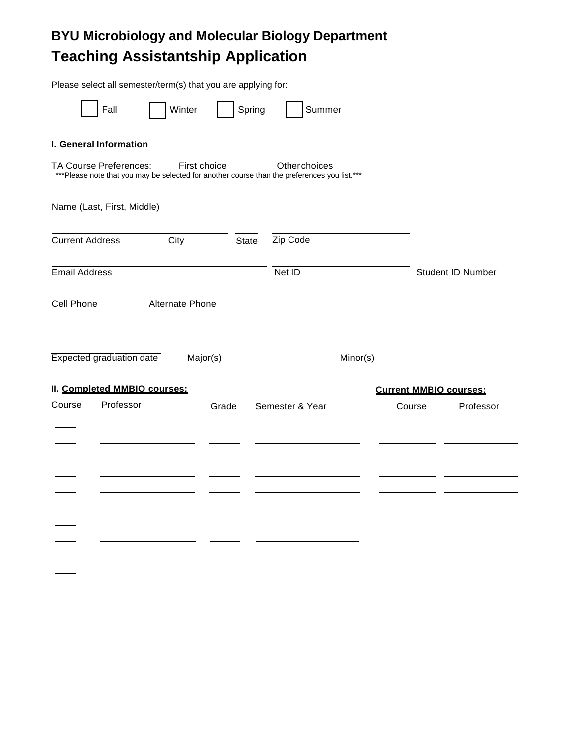# BYU Microbiology and Molecular Biology Department

## Teaching Assistantship Application

Please select all semester/term(s) that you are applying for:

☐ Fall ☐ Winter ☐ Spring ☐ Summer

### I. General Information

TA Course Preferences: First choice__________ Other choices ____________________________

***Please note that you may be selected for another course than the preferences you list.***

_________________________________
Name (Last, First, Middle)

_________________________________ _____ _________________________
Current Address City State Zip Code

_________________________________ _________________________ _________________
Email Address Net ID Student ID Number

_________________________________
Cell Phone Alternate Phone

_________________ _________________________ _________________________
Expected graduation date Major(s) Minor(s)

### II. Completed MMBIO courses:

| Course | Professor | Grade | Semester & Year |
|---|---|---|---|
| | | | |
| | | | |
| | | | |
| | | | |
| | | | |
| | | | |
| | | | |
| | | | |
| | | | |
| | | | |
| | | | |

### Current MMBIO courses:

| Course | Professor |
|---|---|
| | |
| | |
| | |
| | |
| | |
| | |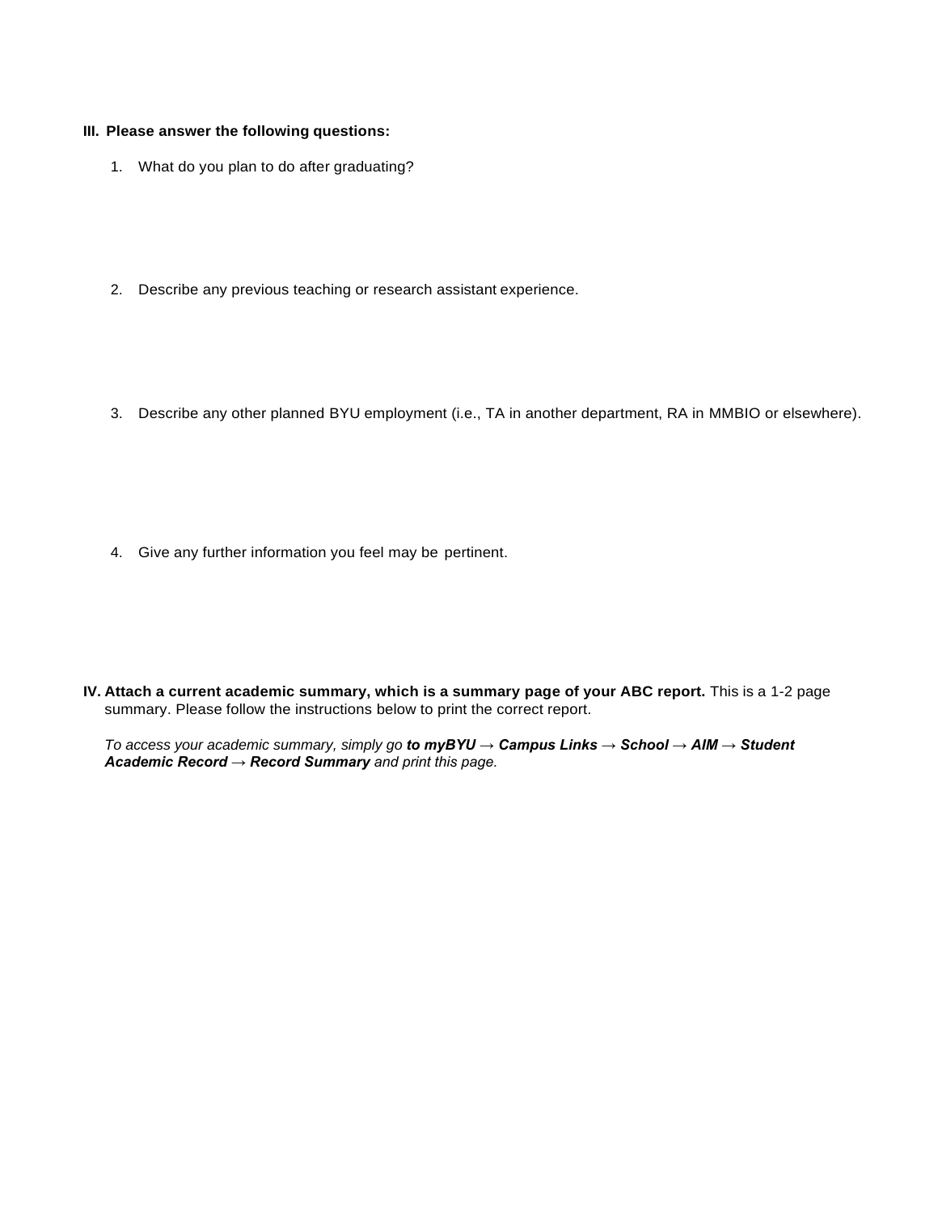**III. Please answer the following questions:**

1. What do you plan to do after graduating?

2. Describe any previous teaching or research assistant experience.

3. Describe any other planned BYU employment (i.e., TA in another department, RA in MMBIO or elsewhere).

4. Give any further information you feel may be pertinent.

**IV. Attach a current academic summary, which is a summary page of your ABC report.** This is a 1-2 page summary. Please follow the instructions below to print the correct report.

*To access your academic summary, simply go* ***to myBYU → Campus Links → School → AIM → Student Academic Record → Record Summary*** *and print this page.*